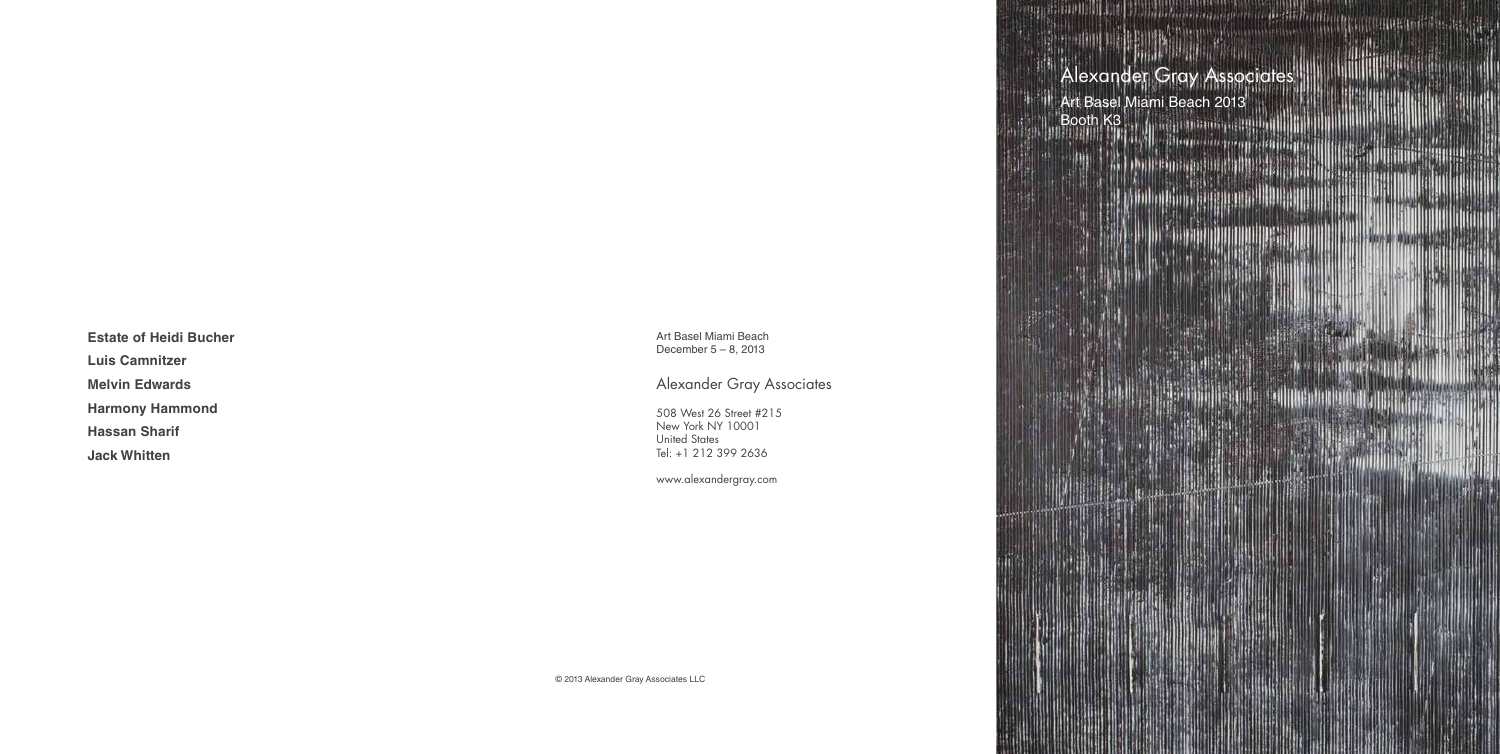**Estate of Heidi Bucher**

**Luis Camnitzer**

**Melvin Edwards**

**Harmony Hammond**

**Hassan Sharif**

**Jack Whitten**

Art Basel Miami Beach
December 5 – 8, 2013

Alexander Gray Associates

508 West 26 Street #215
New York NY 10001
United States
Tel: +1 212 399 2636

www.alexandergray.com

© 2013 Alexander Gray Associates LLC

# Alexander Gray Associates

Art Basel Miami Beach 2013
Booth K3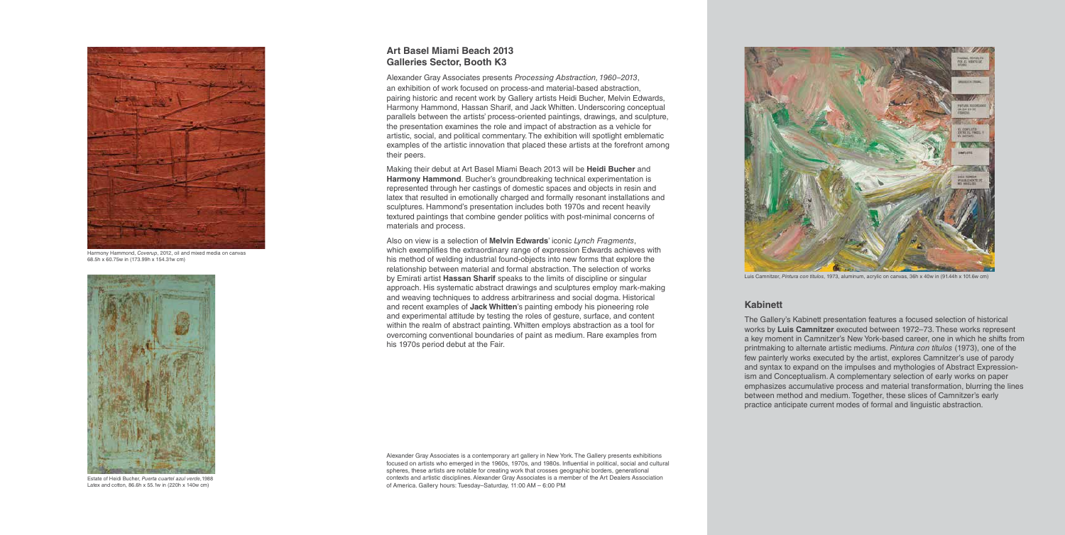Harmony Hammond, *Coverup*, 2012, oil and mixed media on canvas
68.5h x 60.75w in (173.99h x 154.31w cm)

Estate of Heidi Bucher, *Puerta cuartel azul verde*,1988
Latex and cotton, 86.6h x 55.1w in (220h x 140w cm)

## Art Basel Miami Beach 2013
## Galleries Sector, Booth K3

Alexander Gray Associates presents *Processing Abstraction, 1960–2013*, an exhibition of work focused on process-and material-based abstraction, pairing historic and recent work by Gallery artists Heidi Bucher, Melvin Edwards, Harmony Hammond, Hassan Sharif, and Jack Whitten. Underscoring conceptual parallels between the artists' process-oriented paintings, drawings, and sculpture, the presentation examines the role and impact of abstraction as a vehicle for artistic, social, and political commentary. The exhibition will spotlight emblematic examples of the artistic innovation that placed these artists at the forefront among their peers.

Making their debut at Art Basel Miami Beach 2013 will be **Heidi Bucher** and **Harmony Hammond**. Bucher's groundbreaking technical experimentation is represented through her castings of domestic spaces and objects in resin and latex that resulted in emotionally charged and formally resonant installations and sculptures. Hammond's presentation includes both 1970s and recent heavily textured paintings that combine gender politics with post-minimal concerns of materials and process.

Also on view is a selection of **Melvin Edwards**' iconic *Lynch Fragments*, which exemplifies the extraordinary range of expression Edwards achieves with his method of welding industrial found-objects into new forms that explore the relationship between material and formal abstraction. The selection of works by Emirati artist **Hassan Sharif** speaks to the limits of discipline or singular approach. His systematic abstract drawings and sculptures employ mark-making and weaving techniques to address arbitrariness and social dogma. Historical and recent examples of **Jack Whitten**'s painting embody his pioneering role and experimental attitude by testing the roles of gesture, surface, and content within the realm of abstract painting. Whitten employs abstraction as a tool for overcoming conventional boundaries of paint as medium. Rare examples from his 1970s period debut at the Fair.

Alexander Gray Associates is a contemporary art gallery in New York. The Gallery presents exhibitions focused on artists who emerged in the 1960s, 1970s, and 1980s. Influential in political, social and cultural spheres, these artists are notable for creating work that crosses geographic borders, generational contexts and artistic disciplines. Alexander Gray Associates is a member of the Art Dealers Association of America. Gallery hours: Tuesday–Saturday, 11:00 AM – 6:00 PM

Luis Camnitzer, *Pintura con títulos*, 1973, aluminum, acrylic on canvas, 36h x 40w in (91.44h x 101.6w cm)

## Kabinett

The Gallery's Kabinett presentation features a focused selection of historical works by **Luis Camnitzer** executed between 1972–73. These works represent a key moment in Camnitzer's New York-based career, one in which he shifts from printmaking to alternate artistic mediums. *Pintura con títulos* (1973), one of the few painterly works executed by the artist, explores Camnitzer's use of parody and syntax to expand on the impulses and mythologies of Abstract Expressionism and Conceptualism. A complementary selection of early works on paper emphasizes accumulative process and material transformation, blurring the lines between method and medium. Together, these slices of Camnitzer's early practice anticipate current modes of formal and linguistic abstraction.